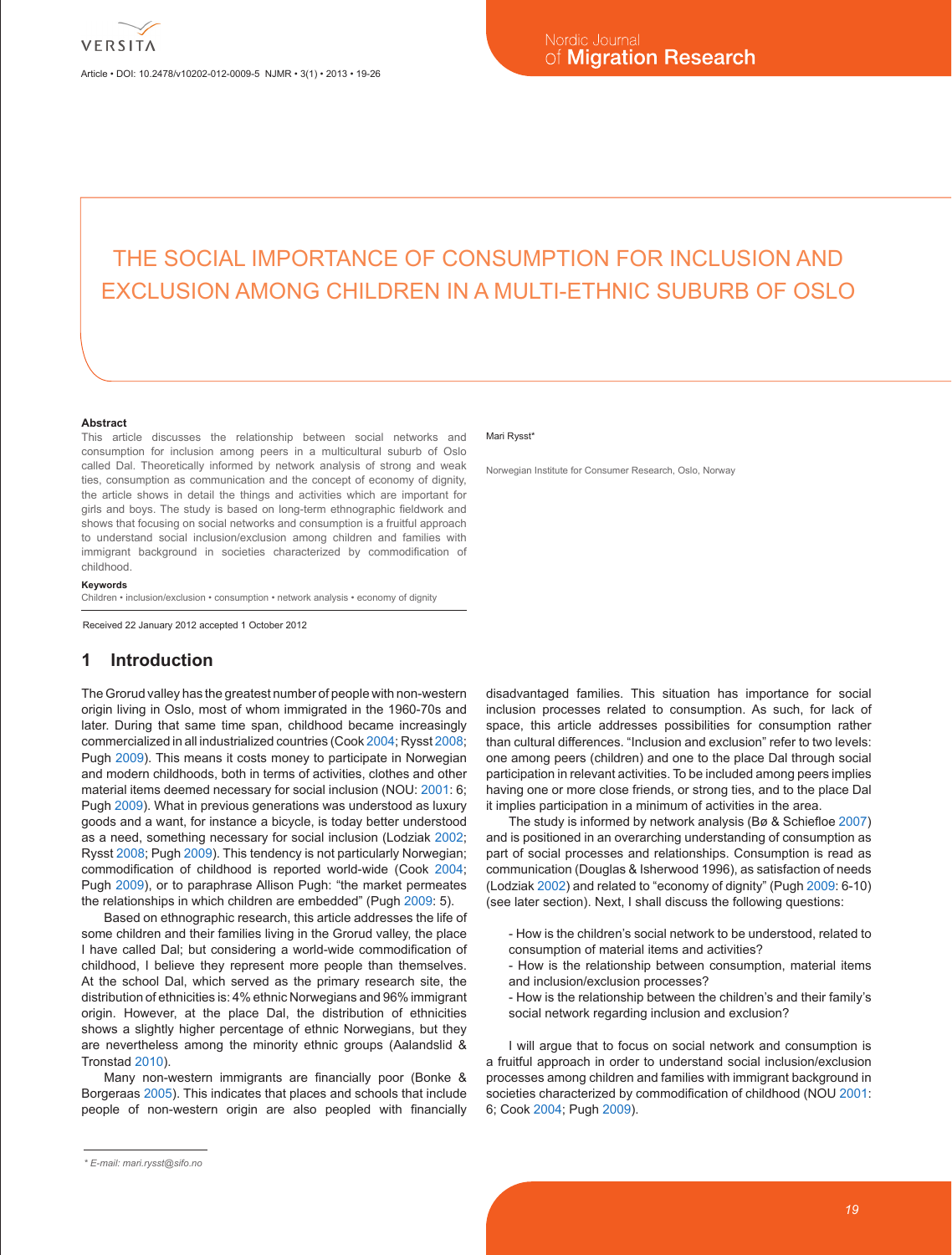# THE SOCIAL IMPORTANCE OF CONSUMPTION FOR INCLUSION AND EXCLUSION AMONG CHILDREN IN A MULTI-ETHNIC SUBURB OF OSLO

Mari Rysst*

Norwegian Institute for Consumer Research, Oslo, Norway

### Abstract

This article discusses the relationship between social networks and consumption for inclusion among peers in a multicultural suburb of Oslo called Dal. Theoretically informed by network analysis of strong and weak ties, consumption as communication and the concept of economy of dignity, the article shows in detail the things and activities which are important for girls and boys. The study is based on long-term ethnographic fieldwork and shows that focusing on social networks and consumption is a fruitful approach to understand social inclusion/exclusion among children and families with immigrant background in societies characterized by commodification of childhood.

### Keywords

Children • inclusion/exclusion • consumption • network analysis • economy of dignity

Received 22 January 2012 accepted 1 October 2012

## 1 Introduction

The Grorud valley has the greatest number of people with non-western origin living in Oslo, most of whom immigrated in the 1960-70s and later. During that same time span, childhood became increasingly commercialized in all industrialized countries (Cook 2004; Rysst 2008; Pugh 2009). This means it costs money to participate in Norwegian and modern childhoods, both in terms of activities, clothes and other material items deemed necessary for social inclusion (NOU: 2001: 6; Pugh 2009). What in previous generations was understood as luxury goods and a want, for instance a bicycle, is today better understood as a need, something necessary for social inclusion (Lodziak 2002; Rysst 2008; Pugh 2009). This tendency is not particularly Norwegian; commodification of childhood is reported world-wide (Cook 2004; Pugh 2009), or to paraphrase Allison Pugh: "the market permeates the relationships in which children are embedded" (Pugh 2009: 5).

Based on ethnographic research, this article addresses the life of some children and their families living in the Grorud valley, the place I have called Dal; but considering a world-wide commodification of childhood, I believe they represent more people than themselves. At the school Dal, which served as the primary research site, the distribution of ethnicities is: 4% ethnic Norwegians and 96% immigrant origin. However, at the place Dal, the distribution of ethnicities shows a slightly higher percentage of ethnic Norwegians, but they are nevertheless among the minority ethnic groups (Aalandslid & Tronstad 2010).

Many non-western immigrants are financially poor (Bonke & Borgeraas 2005). This indicates that places and schools that include people of non-western origin are also peopled with financially disadvantaged families. This situation has importance for social inclusion processes related to consumption. As such, for lack of space, this article addresses possibilities for consumption rather than cultural differences. "Inclusion and exclusion" refer to two levels: one among peers (children) and one to the place Dal through social participation in relevant activities. To be included among peers implies having one or more close friends, or strong ties, and to the place Dal it implies participation in a minimum of activities in the area.

The study is informed by network analysis (Bø & Schiefloe 2007) and is positioned in an overarching understanding of consumption as part of social processes and relationships. Consumption is read as communication (Douglas & Isherwood 1996), as satisfaction of needs (Lodziak 2002) and related to "economy of dignity" (Pugh 2009: 6-10) (see later section). Next, I shall discuss the following questions:

- How is the children's social network to be understood, related to consumption of material items and activities?
- How is the relationship between consumption, material items and inclusion/exclusion processes?
- How is the relationship between the children's and their family's social network regarding inclusion and exclusion?

I will argue that to focus on social network and consumption is a fruitful approach in order to understand social inclusion/exclusion processes among children and families with immigrant background in societies characterized by commodification of childhood (NOU 2001: 6; Cook 2004; Pugh 2009).

\* E-mail: mari.rysst@sifo.no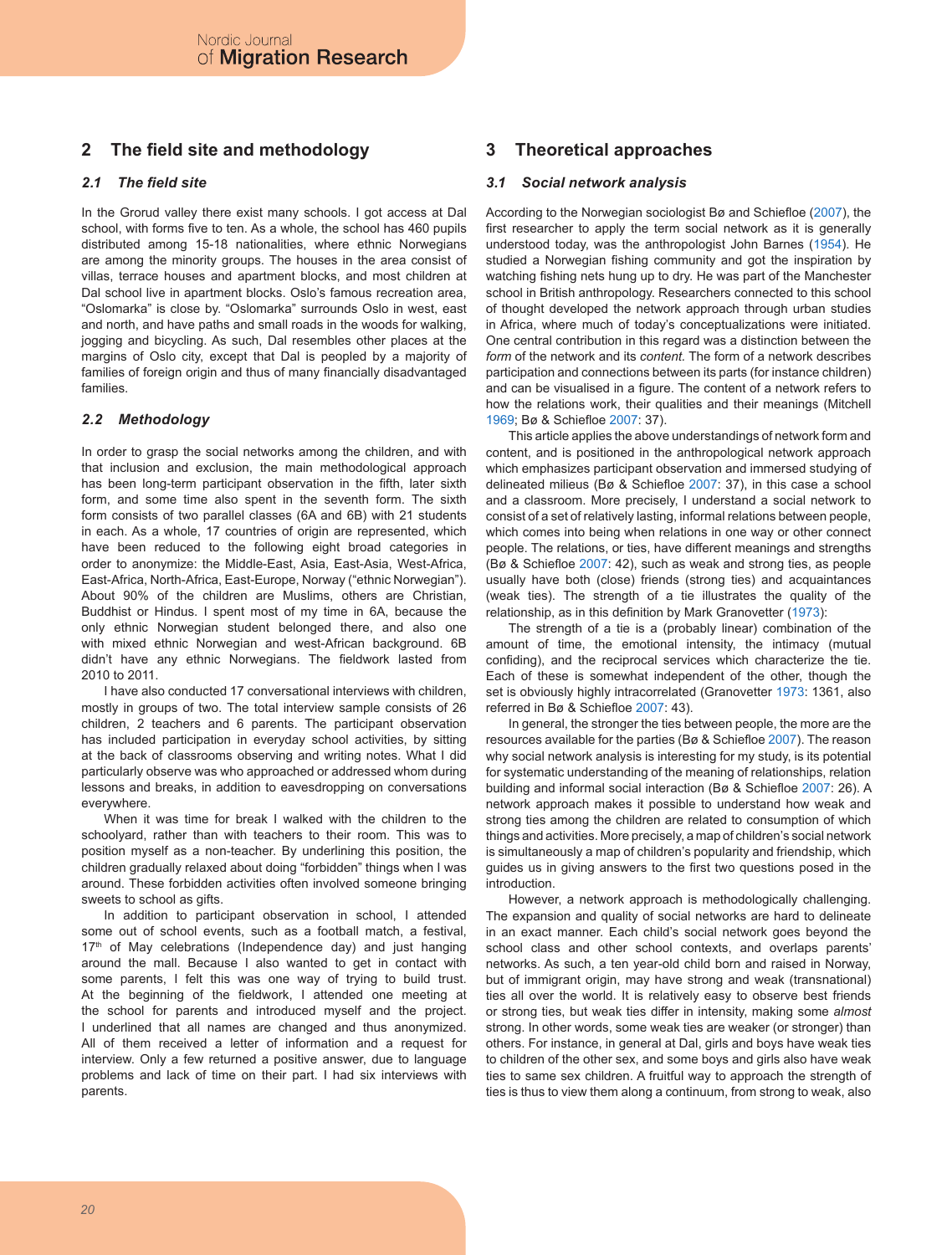## 2 The field site and methodology

### 2.1 The field site

In the Grorud valley there exist many schools. I got access at Dal school, with forms five to ten. As a whole, the school has 460 pupils distributed among 15-18 nationalities, where ethnic Norwegians are among the minority groups. The houses in the area consist of villas, terrace houses and apartment blocks, and most children at Dal school live in apartment blocks. Oslo's famous recreation area, "Oslomarka" is close by. "Oslomarka" surrounds Oslo in west, east and north, and have paths and small roads in the woods for walking, jogging and bicycling. As such, Dal resembles other places at the margins of Oslo city, except that Dal is peopled by a majority of families of foreign origin and thus of many financially disadvantaged families.

### 2.2 Methodology

In order to grasp the social networks among the children, and with that inclusion and exclusion, the main methodological approach has been long-term participant observation in the fifth, later sixth form, and some time also spent in the seventh form. The sixth form consists of two parallel classes (6A and 6B) with 21 students in each. As a whole, 17 countries of origin are represented, which have been reduced to the following eight broad categories in order to anonymize: the Middle-East, Asia, East-Asia, West-Africa, East-Africa, North-Africa, East-Europe, Norway ("ethnic Norwegian"). About 90% of the children are Muslims, others are Christian, Buddhist or Hindus. I spent most of my time in 6A, because the only ethnic Norwegian student belonged there, and also one with mixed ethnic Norwegian and west-African background. 6B didn't have any ethnic Norwegians. The fieldwork lasted from 2010 to 2011.

I have also conducted 17 conversational interviews with children, mostly in groups of two. The total interview sample consists of 26 children, 2 teachers and 6 parents. The participant observation has included participation in everyday school activities, by sitting at the back of classrooms observing and writing notes. What I did particularly observe was who approached or addressed whom during lessons and breaks, in addition to eavesdropping on conversations everywhere.

When it was time for break I walked with the children to the schoolyard, rather than with teachers to their room. This was to position myself as a non-teacher. By underlining this position, the children gradually relaxed about doing "forbidden" things when I was around. These forbidden activities often involved someone bringing sweets to school as gifts.

In addition to participant observation in school, I attended some out of school events, such as a football match, a festival, 17th of May celebrations (Independence day) and just hanging around the mall. Because I also wanted to get in contact with some parents, I felt this was one way of trying to build trust. At the beginning of the fieldwork, I attended one meeting at the school for parents and introduced myself and the project. I underlined that all names are changed and thus anonymized. All of them received a letter of information and a request for interview. Only a few returned a positive answer, due to language problems and lack of time on their part. I had six interviews with parents.

## 3 Theoretical approaches

### 3.1 Social network analysis

According to the Norwegian sociologist Bø and Schiefloe (2007), the first researcher to apply the term social network as it is generally understood today, was the anthropologist John Barnes (1954). He studied a Norwegian fishing community and got the inspiration by watching fishing nets hung up to dry. He was part of the Manchester school in British anthropology. Researchers connected to this school of thought developed the network approach through urban studies in Africa, where much of today's conceptualizations were initiated. One central contribution in this regard was a distinction between the *form* of the network and its *content*. The form of a network describes participation and connections between its parts (for instance children) and can be visualised in a figure. The content of a network refers to how the relations work, their qualities and their meanings (Mitchell 1969; Bø & Schiefloe 2007: 37).

This article applies the above understandings of network form and content, and is positioned in the anthropological network approach which emphasizes participant observation and immersed studying of delineated milieus (Bø & Schiefloe 2007: 37), in this case a school and a classroom. More precisely, I understand a social network to consist of a set of relatively lasting, informal relations between people, which comes into being when relations in one way or other connect people. The relations, or ties, have different meanings and strengths (Bø & Schiefloe 2007: 42), such as weak and strong ties, as people usually have both (close) friends (strong ties) and acquaintances (weak ties). The strength of a tie illustrates the quality of the relationship, as in this definition by Mark Granovetter (1973):

The strength of a tie is a (probably linear) combination of the amount of time, the emotional intensity, the intimacy (mutual confiding), and the reciprocal services which characterize the tie. Each of these is somewhat independent of the other, though the set is obviously highly intracorrelated (Granovetter 1973: 1361, also referred in Bø & Schiefloe 2007: 43).

In general, the stronger the ties between people, the more are the resources available for the parties (Bø & Schiefloe 2007). The reason why social network analysis is interesting for my study, is its potential for systematic understanding of the meaning of relationships, relation building and informal social interaction (Bø & Schiefloe 2007: 26). A network approach makes it possible to understand how weak and strong ties among the children are related to consumption of which things and activities. More precisely, a map of children's social network is simultaneously a map of children's popularity and friendship, which guides us in giving answers to the first two questions posed in the introduction.

However, a network approach is methodologically challenging. The expansion and quality of social networks are hard to delineate in an exact manner. Each child's social network goes beyond the school class and other school contexts, and overlaps parents' networks. As such, a ten year-old child born and raised in Norway, but of immigrant origin, may have strong and weak (transnational) ties all over the world. It is relatively easy to observe best friends or strong ties, but weak ties differ in intensity, making some *almost* strong. In other words, some weak ties are weaker (or stronger) than others. For instance, in general at Dal, girls and boys have weak ties to children of the other sex, and some boys and girls also have weak ties to same sex children. A fruitful way to approach the strength of ties is thus to view them along a continuum, from strong to weak, also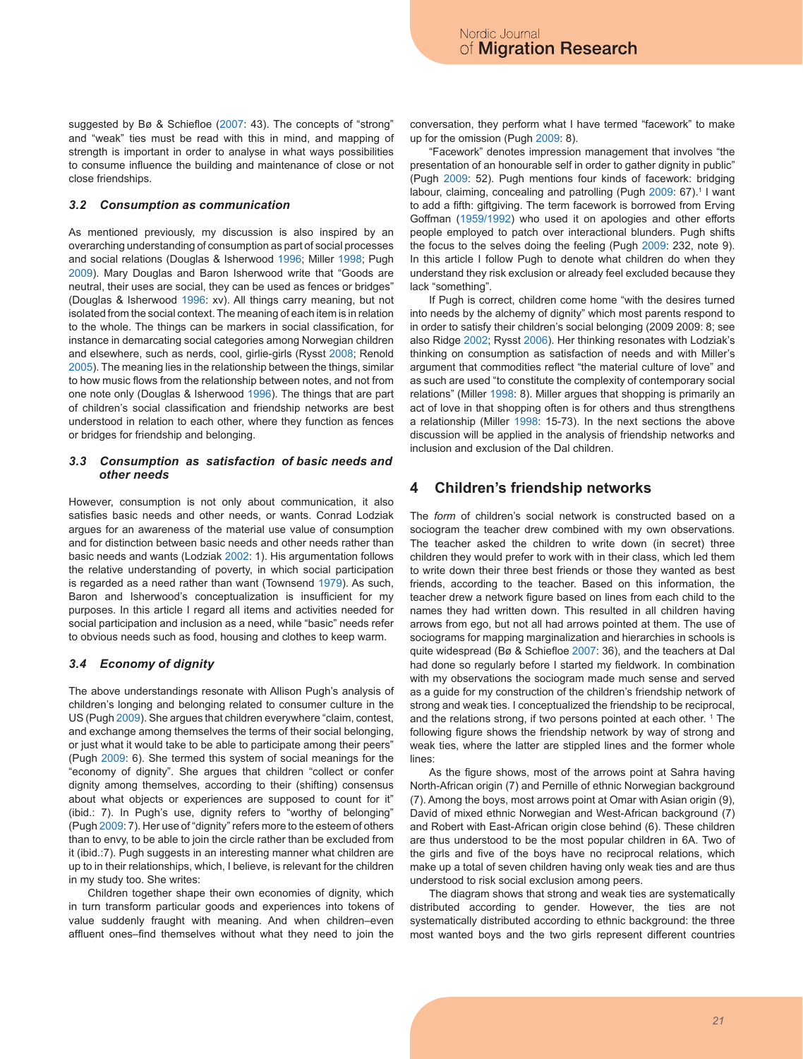suggested by Bø & Schiefloe (2007: 43). The concepts of "strong" and "weak" ties must be read with this in mind, and mapping of strength is important in order to analyse in what ways possibilities to consume influence the building and maintenance of close or not close friendships.

### 3.2 Consumption as communication

As mentioned previously, my discussion is also inspired by an overarching understanding of consumption as part of social processes and social relations (Douglas & Isherwood 1996; Miller 1998; Pugh 2009). Mary Douglas and Baron Isherwood write that "Goods are neutral, their uses are social, they can be used as fences or bridges" (Douglas & Isherwood 1996: xv). All things carry meaning, but not isolated from the social context. The meaning of each item is in relation to the whole. The things can be markers in social classification, for instance in demarcating social categories among Norwegian children and elsewhere, such as nerds, cool, girlie-girls (Rysst 2008; Renold 2005). The meaning lies in the relationship between the things, similar to how music flows from the relationship between notes, and not from one note only (Douglas & Isherwood 1996). The things that are part of children's social classification and friendship networks are best understood in relation to each other, where they function as fences or bridges for friendship and belonging.

### 3.3 Consumption as satisfaction of basic needs and other needs

However, consumption is not only about communication, it also satisfies basic needs and other needs, or wants. Conrad Lodziak argues for an awareness of the material use value of consumption and for distinction between basic needs and other needs rather than basic needs and wants (Lodziak 2002: 1). His argumentation follows the relative understanding of poverty, in which social participation is regarded as a need rather than want (Townsend 1979). As such, Baron and Isherwood's conceptualization is insufficient for my purposes. In this article I regard all items and activities needed for social participation and inclusion as a need, while "basic" needs refer to obvious needs such as food, housing and clothes to keep warm.

### 3.4 Economy of dignity

The above understandings resonate with Allison Pugh's analysis of children's longing and belonging related to consumer culture in the US (Pugh 2009). She argues that children everywhere "claim, contest, and exchange among themselves the terms of their social belonging, or just what it would take to be able to participate among their peers" (Pugh 2009: 6). She termed this system of social meanings for the "economy of dignity". She argues that children "collect or confer dignity among themselves, according to their (shifting) consensus about what objects or experiences are supposed to count for it" (ibid.: 7). In Pugh's use, dignity refers to "worthy of belonging" (Pugh 2009: 7). Her use of "dignity" refers more to the esteem of others than to envy, to be able to join the circle rather than be excluded from it (ibid.:7). Pugh suggests in an interesting manner what children are up to in their relationships, which, I believe, is relevant for the children in my study too. She writes:

> Children together shape their own economies of dignity, which in turn transform particular goods and experiences into tokens of value suddenly fraught with meaning. And when children–even affluent ones–find themselves without what they need to join the conversation, they perform what I have termed "facework" to make up for the omission (Pugh 2009: 8).

"Facework" denotes impression management that involves "the presentation of an honourable self in order to gather dignity in public" (Pugh 2009: 52). Pugh mentions four kinds of facework: bridging labour, claiming, concealing and patrolling (Pugh 2009: 67).[1] I want to add a fifth: giftgiving. The term facework is borrowed from Erving Goffman (1959/1992) who used it on apologies and other efforts people employed to patch over interactional blunders. Pugh shifts the focus to the selves doing the feeling (Pugh 2009: 232, note 9). In this article I follow Pugh to denote what children do when they understand they risk exclusion or already feel excluded because they lack "something".

If Pugh is correct, children come home "with the desires turned into needs by the alchemy of dignity" which most parents respond to in order to satisfy their children's social belonging (2009 2009: 8; see also Ridge 2002; Rysst 2006). Her thinking resonates with Lodziak's thinking on consumption as satisfaction of needs and with Miller's argument that commodities reflect "the material culture of love" and as such are used "to constitute the complexity of contemporary social relations" (Miller 1998: 8). Miller argues that shopping is primarily an act of love in that shopping often is for others and thus strengthens a relationship (Miller 1998: 15-73). In the next sections the above discussion will be applied in the analysis of friendship networks and inclusion and exclusion of the Dal children.

## 4 Children's friendship networks

The *form* of children's social network is constructed based on a sociogram the teacher drew combined with my own observations. The teacher asked the children to write down (in secret) three children they would prefer to work with in their class, which led them to write down their three best friends or those they wanted as best friends, according to the teacher. Based on this information, the teacher drew a network figure based on lines from each child to the names they had written down. This resulted in all children having arrows from ego, but not all had arrows pointed at them. The use of sociograms for mapping marginalization and hierarchies in schools is quite widespread (Bø & Schiefloe 2007: 36), and the teachers at Dal had done so regularly before I started my fieldwork. In combination with my observations the sociogram made much sense and served as a guide for my construction of the children's friendship network of strong and weak ties. I conceptualized the friendship to be reciprocal, and the relations strong, if two persons pointed at each other. [1] The following figure shows the friendship network by way of strong and weak ties, where the latter are stippled lines and the former whole lines:

As the figure shows, most of the arrows point at Sahra having North-African origin (7) and Pernille of ethnic Norwegian background (7). Among the boys, most arrows point at Omar with Asian origin (9), David of mixed ethnic Norwegian and West-African background (7) and Robert with East-African origin close behind (6). These children are thus understood to be the most popular children in 6A. Two of the girls and five of the boys have no reciprocal relations, which make up a total of seven children having only weak ties and are thus understood to risk social exclusion among peers.

The diagram shows that strong and weak ties are systematically distributed according to gender. However, the ties are not systematically distributed according to ethnic background: the three most wanted boys and the two girls represent different countries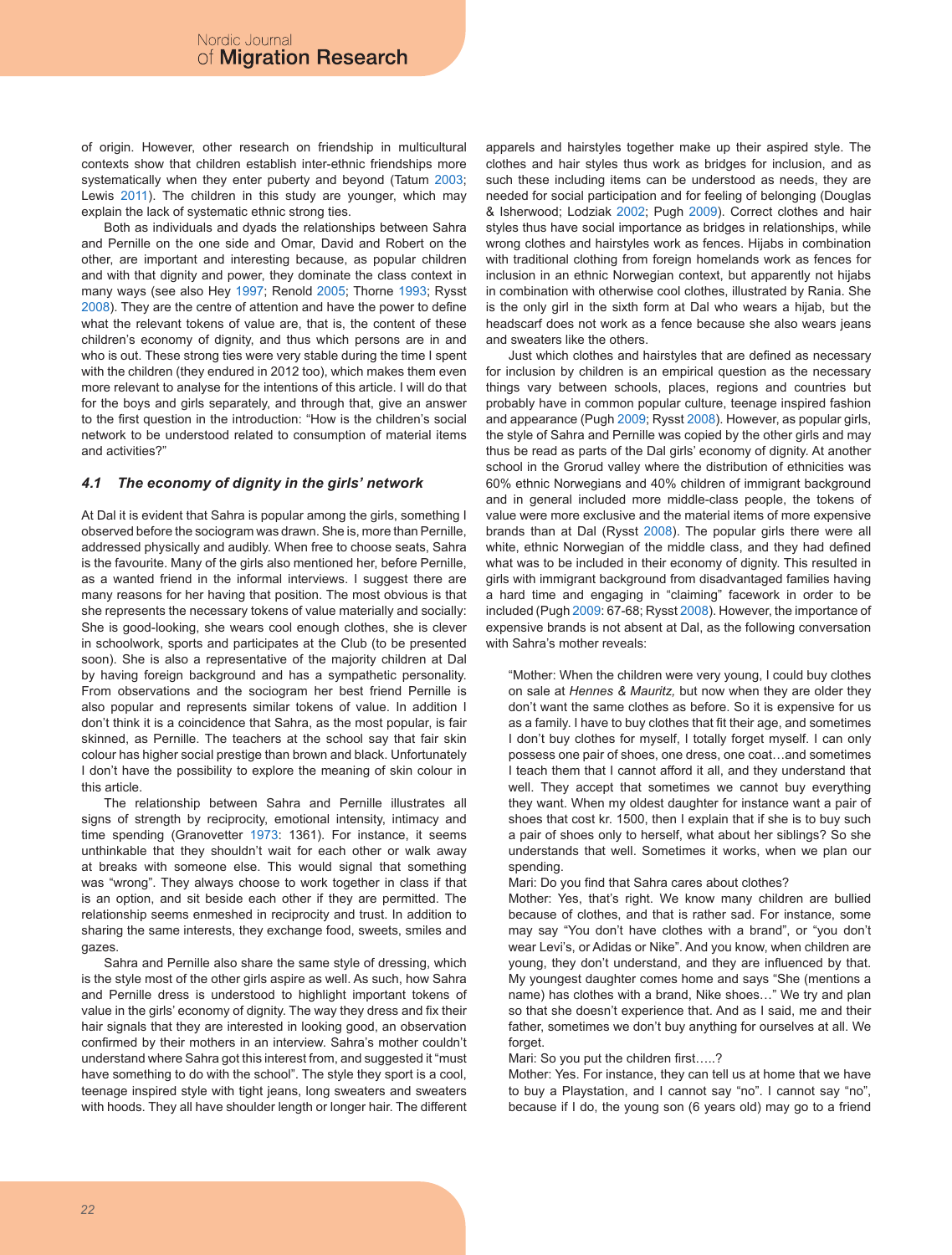of origin. However, other research on friendship in multicultural contexts show that children establish inter-ethnic friendships more systematically when they enter puberty and beyond (Tatum 2003; Lewis 2011). The children in this study are younger, which may explain the lack of systematic ethnic strong ties.

Both as individuals and dyads the relationships between Sahra and Pernille on the one side and Omar, David and Robert on the other, are important and interesting because, as popular children and with that dignity and power, they dominate the class context in many ways (see also Hey 1997; Renold 2005; Thorne 1993; Rysst 2008). They are the centre of attention and have the power to define what the relevant tokens of value are, that is, the content of these children's economy of dignity, and thus which persons are in and who is out. These strong ties were very stable during the time I spent with the children (they endured in 2012 too), which makes them even more relevant to analyse for the intentions of this article. I will do that for the boys and girls separately, and through that, give an answer to the first question in the introduction: "How is the children's social network to be understood related to consumption of material items and activities?"

### *4.1 The economy of dignity in the girls' network*

At Dal it is evident that Sahra is popular among the girls, something I observed before the sociogram was drawn. She is, more than Pernille, addressed physically and audibly. When free to choose seats, Sahra is the favourite. Many of the girls also mentioned her, before Pernille, as a wanted friend in the informal interviews. I suggest there are many reasons for her having that position. The most obvious is that she represents the necessary tokens of value materially and socially: She is good-looking, she wears cool enough clothes, she is clever in schoolwork, sports and participates at the Club (to be presented soon). She is also a representative of the majority children at Dal by having foreign background and has a sympathetic personality. From observations and the sociogram her best friend Pernille is also popular and represents similar tokens of value. In addition I don't think it is a coincidence that Sahra, as the most popular, is fair skinned, as Pernille. The teachers at the school say that fair skin colour has higher social prestige than brown and black. Unfortunately I don't have the possibility to explore the meaning of skin colour in this article.

The relationship between Sahra and Pernille illustrates all signs of strength by reciprocity, emotional intensity, intimacy and time spending (Granovetter 1973: 1361). For instance, it seems unthinkable that they shouldn't wait for each other or walk away at breaks with someone else. This would signal that something was "wrong". They always choose to work together in class if that is an option, and sit beside each other if they are permitted. The relationship seems enmeshed in reciprocity and trust. In addition to sharing the same interests, they exchange food, sweets, smiles and gazes.

Sahra and Pernille also share the same style of dressing, which is the style most of the other girls aspire as well. As such, how Sahra and Pernille dress is understood to highlight important tokens of value in the girls' economy of dignity. The way they dress and fix their hair signals that they are interested in looking good, an observation confirmed by their mothers in an interview. Sahra's mother couldn't understand where Sahra got this interest from, and suggested it "must have something to do with the school". The style they sport is a cool, teenage inspired style with tight jeans, long sweaters and sweaters with hoods. They all have shoulder length or longer hair. The different apparels and hairstyles together make up their aspired style. The clothes and hair styles thus work as bridges for inclusion, and as such these including items can be understood as needs, they are needed for social participation and for feeling of belonging (Douglas & Isherwood; Lodziak 2002; Pugh 2009). Correct clothes and hair styles thus have social importance as bridges in relationships, while wrong clothes and hairstyles work as fences. Hijabs in combination with traditional clothing from foreign homelands work as fences for inclusion in an ethnic Norwegian context, but apparently not hijabs in combination with otherwise cool clothes, illustrated by Rania. She is the only girl in the sixth form at Dal who wears a hijab, but the headscarf does not work as a fence because she also wears jeans and sweaters like the others.

Just which clothes and hairstyles that are defined as necessary for inclusion by children is an empirical question as the necessary things vary between schools, places, regions and countries but probably have in common popular culture, teenage inspired fashion and appearance (Pugh 2009; Rysst 2008). However, as popular girls, the style of Sahra and Pernille was copied by the other girls and may thus be read as parts of the Dal girls' economy of dignity. At another school in the Grorud valley where the distribution of ethnicities was 60% ethnic Norwegians and 40% children of immigrant background and in general included more middle-class people, the tokens of value were more exclusive and the material items of more expensive brands than at Dal (Rysst 2008). The popular girls there were all white, ethnic Norwegian of the middle class, and they had defined what was to be included in their economy of dignity. This resulted in girls with immigrant background from disadvantaged families having a hard time and engaging in "claiming" facework in order to be included (Pugh 2009: 67-68; Rysst 2008). However, the importance of expensive brands is not absent at Dal, as the following conversation with Sahra's mother reveals:

> "Mother: When the children were very young, I could buy clothes on sale at *Hennes & Mauritz,* but now when they are older they don't want the same clothes as before. So it is expensive for us as a family. I have to buy clothes that fit their age, and sometimes I don't buy clothes for myself, I totally forget myself. I can only possess one pair of shoes, one dress, one coat…and sometimes I teach them that I cannot afford it all, and they understand that well. They accept that sometimes we cannot buy everything they want. When my oldest daughter for instance want a pair of shoes that cost kr. 1500, then I explain that if she is to buy such a pair of shoes only to herself, what about her siblings? So she understands that well. Sometimes it works, when we plan our spending.
>
> Mari: Do you find that Sahra cares about clothes?
>
> Mother: Yes, that's right. We know many children are bullied because of clothes, and that is rather sad. For instance, some may say "You don't have clothes with a brand", or "you don't wear Levi's, or Adidas or Nike". And you know, when children are young, they don't understand, and they are influenced by that. My youngest daughter comes home and says "She (mentions a name) has clothes with a brand, Nike shoes…" We try and plan so that she doesn't experience that. And as I said, me and their father, sometimes we don't buy anything for ourselves at all. We forget.
>
> Mari: So you put the children first…..?
>
> Mother: Yes. For instance, they can tell us at home that we have to buy a Playstation, and I cannot say "no". I cannot say "no", because if I do, the young son (6 years old) may go to a friend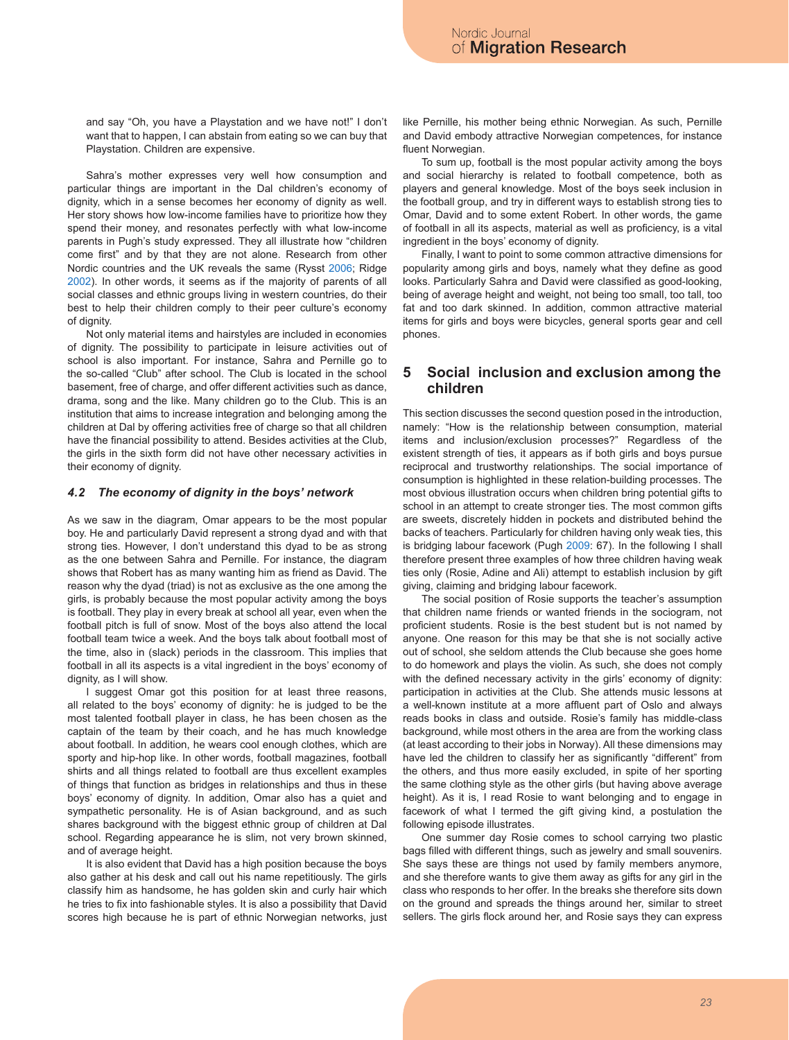and say "Oh, you have a Playstation and we have not!" I don't want that to happen, I can abstain from eating so we can buy that Playstation. Children are expensive.

Sahra's mother expresses very well how consumption and particular things are important in the Dal children's economy of dignity, which in a sense becomes her economy of dignity as well. Her story shows how low-income families have to prioritize how they spend their money, and resonates perfectly with what low-income parents in Pugh's study expressed. They all illustrate how "children come first" and by that they are not alone. Research from other Nordic countries and the UK reveals the same (Rysst 2006; Ridge 2002). In other words, it seems as if the majority of parents of all social classes and ethnic groups living in western countries, do their best to help their children comply to their peer culture's economy of dignity.

Not only material items and hairstyles are included in economies of dignity. The possibility to participate in leisure activities out of school is also important. For instance, Sahra and Pernille go to the so-called "Club" after school. The Club is located in the school basement, free of charge, and offer different activities such as dance, drama, song and the like. Many children go to the Club. This is an institution that aims to increase integration and belonging among the children at Dal by offering activities free of charge so that all children have the financial possibility to attend. Besides activities at the Club, the girls in the sixth form did not have other necessary activities in their economy of dignity.

### *4.2 The economy of dignity in the boys' network*

As we saw in the diagram, Omar appears to be the most popular boy. He and particularly David represent a strong dyad and with that strong ties. However, I don't understand this dyad to be as strong as the one between Sahra and Pernille. For instance, the diagram shows that Robert has as many wanting him as friend as David. The reason why the dyad (triad) is not as exclusive as the one among the girls, is probably because the most popular activity among the boys is football. They play in every break at school all year, even when the football pitch is full of snow. Most of the boys also attend the local football team twice a week. And the boys talk about football most of the time, also in (slack) periods in the classroom. This implies that football in all its aspects is a vital ingredient in the boys' economy of dignity, as I will show.

I suggest Omar got this position for at least three reasons, all related to the boys' economy of dignity: he is judged to be the most talented football player in class, he has been chosen as the captain of the team by their coach, and he has much knowledge about football. In addition, he wears cool enough clothes, which are sporty and hip-hop like. In other words, football magazines, football shirts and all things related to football are thus excellent examples of things that function as bridges in relationships and thus in these boys' economy of dignity. In addition, Omar also has a quiet and sympathetic personality. He is of Asian background, and as such shares background with the biggest ethnic group of children at Dal school. Regarding appearance he is slim, not very brown skinned, and of average height.

It is also evident that David has a high position because the boys also gather at his desk and call out his name repetitiously. The girls classify him as handsome, he has golden skin and curly hair which he tries to fix into fashionable styles. It is also a possibility that David scores high because he is part of ethnic Norwegian networks, just like Pernille, his mother being ethnic Norwegian. As such, Pernille and David embody attractive Norwegian competences, for instance fluent Norwegian.

To sum up, football is the most popular activity among the boys and social hierarchy is related to football competence, both as players and general knowledge. Most of the boys seek inclusion in the football group, and try in different ways to establish strong ties to Omar, David and to some extent Robert. In other words, the game of football in all its aspects, material as well as proficiency, is a vital ingredient in the boys' economy of dignity.

Finally, I want to point to some common attractive dimensions for popularity among girls and boys, namely what they define as good looks. Particularly Sahra and David were classified as good-looking, being of average height and weight, not being too small, too tall, too fat and too dark skinned. In addition, common attractive material items for girls and boys were bicycles, general sports gear and cell phones.

## 5 Social inclusion and exclusion among the children

This section discusses the second question posed in the introduction, namely: "How is the relationship between consumption, material items and inclusion/exclusion processes?" Regardless of the existent strength of ties, it appears as if both girls and boys pursue reciprocal and trustworthy relationships. The social importance of consumption is highlighted in these relation-building processes. The most obvious illustration occurs when children bring potential gifts to school in an attempt to create stronger ties. The most common gifts are sweets, discretely hidden in pockets and distributed behind the backs of teachers. Particularly for children having only weak ties, this is bridging labour facework (Pugh 2009: 67). In the following I shall therefore present three examples of how three children having weak ties only (Rosie, Adine and Ali) attempt to establish inclusion by gift giving, claiming and bridging labour facework.

The social position of Rosie supports the teacher's assumption that children name friends or wanted friends in the sociogram, not proficient students. Rosie is the best student but is not named by anyone. One reason for this may be that she is not socially active out of school, she seldom attends the Club because she goes home to do homework and plays the violin. As such, she does not comply with the defined necessary activity in the girls' economy of dignity: participation in activities at the Club. She attends music lessons at a well-known institute at a more affluent part of Oslo and always reads books in class and outside. Rosie's family has middle-class background, while most others in the area are from the working class (at least according to their jobs in Norway). All these dimensions may have led the children to classify her as significantly "different" from the others, and thus more easily excluded, in spite of her sporting the same clothing style as the other girls (but having above average height). As it is, I read Rosie to want belonging and to engage in facework of what I termed the gift giving kind, a postulation the following episode illustrates.

One summer day Rosie comes to school carrying two plastic bags filled with different things, such as jewelry and small souvenirs. She says these are things not used by family members anymore, and she therefore wants to give them away as gifts for any girl in the class who responds to her offer. In the breaks she therefore sits down on the ground and spreads the things around her, similar to street sellers. The girls flock around her, and Rosie says they can express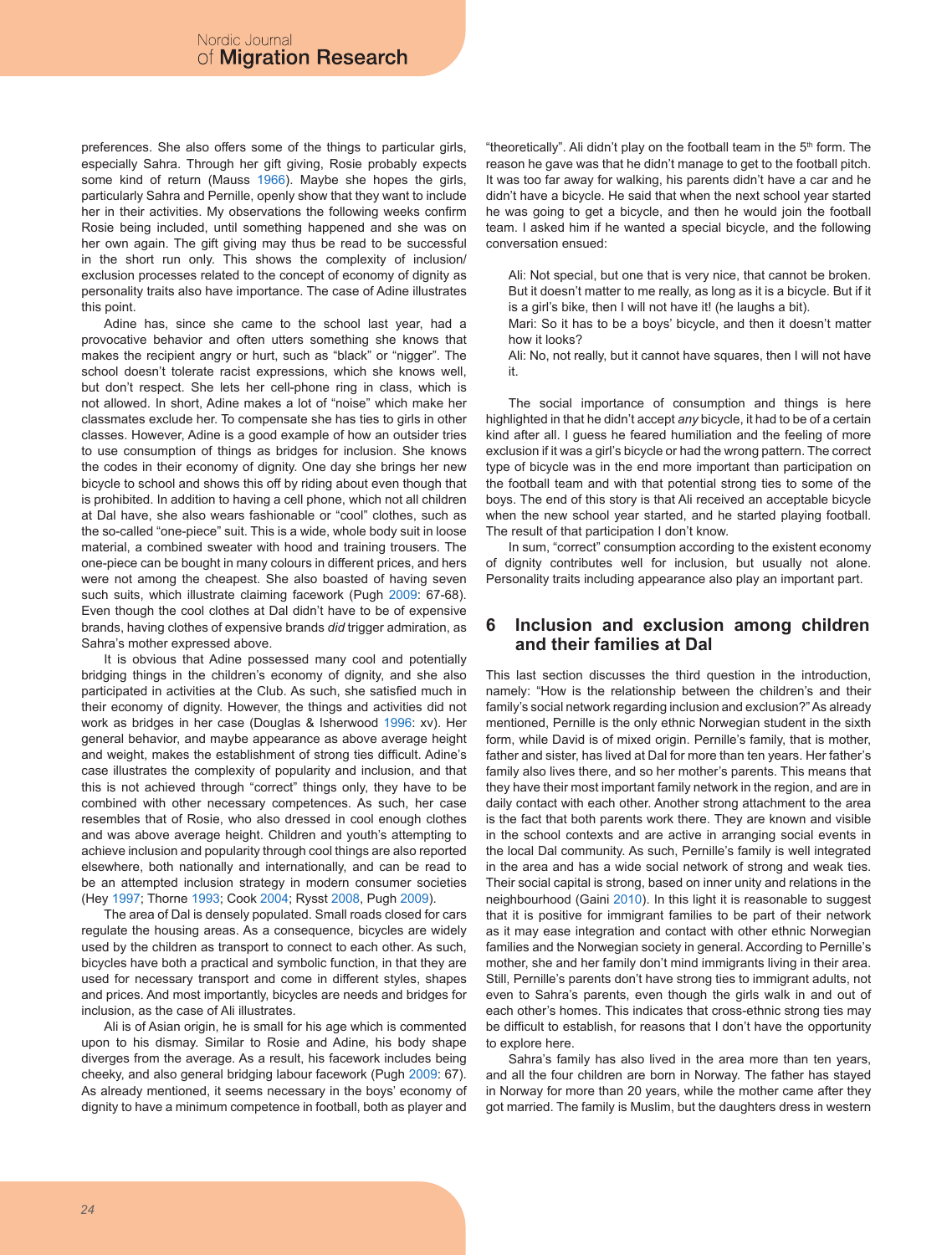preferences. She also offers some of the things to particular girls, especially Sahra. Through her gift giving, Rosie probably expects some kind of return (Mauss 1966). Maybe she hopes the girls, particularly Sahra and Pernille, openly show that they want to include her in their activities. My observations the following weeks confirm Rosie being included, until something happened and she was on her own again. The gift giving may thus be read to be successful in the short run only. This shows the complexity of inclusion/exclusion processes related to the concept of economy of dignity as personality traits also have importance. The case of Adine illustrates this point.

Adine has, since she came to the school last year, had a provocative behavior and often utters something she knows that makes the recipient angry or hurt, such as "black" or "nigger". The school doesn't tolerate racist expressions, which she knows well, but don't respect. She lets her cell-phone ring in class, which is not allowed. In short, Adine makes a lot of "noise" which make her classmates exclude her. To compensate she has ties to girls in other classes. However, Adine is a good example of how an outsider tries to use consumption of things as bridges for inclusion. She knows the codes in their economy of dignity. One day she brings her new bicycle to school and shows this off by riding about even though that is prohibited. In addition to having a cell phone, which not all children at Dal have, she also wears fashionable or "cool" clothes, such as the so-called "one-piece" suit. This is a wide, whole body suit in loose material, a combined sweater with hood and training trousers. The one-piece can be bought in many colours in different prices, and hers were not among the cheapest. She also boasted of having seven such suits, which illustrate claiming facework (Pugh 2009: 67-68). Even though the cool clothes at Dal didn't have to be of expensive brands, having clothes of expensive brands *did* trigger admiration, as Sahra's mother expressed above.

It is obvious that Adine possessed many cool and potentially bridging things in the children's economy of dignity, and she also participated in activities at the Club. As such, she satisfied much in their economy of dignity. However, the things and activities did not work as bridges in her case (Douglas & Isherwood 1996: xv). Her general behavior, and maybe appearance as above average height and weight, makes the establishment of strong ties difficult. Adine's case illustrates the complexity of popularity and inclusion, and that this is not achieved through "correct" things only, they have to be combined with other necessary competences. As such, her case resembles that of Rosie, who also dressed in cool enough clothes and was above average height. Children and youth's attempting to achieve inclusion and popularity through cool things are also reported elsewhere, both nationally and internationally, and can be read to be an attempted inclusion strategy in modern consumer societies (Hey 1997; Thorne 1993; Cook 2004; Rysst 2008, Pugh 2009).

The area of Dal is densely populated. Small roads closed for cars regulate the housing areas. As a consequence, bicycles are widely used by the children as transport to connect to each other. As such, bicycles have both a practical and symbolic function, in that they are used for necessary transport and come in different styles, shapes and prices. And most importantly, bicycles are needs and bridges for inclusion, as the case of Ali illustrates.

Ali is of Asian origin, he is small for his age which is commented upon to his dismay. Similar to Rosie and Adine, his body shape diverges from the average. As a result, his facework includes being cheeky, and also general bridging labour facework (Pugh 2009: 67). As already mentioned, it seems necessary in the boys' economy of dignity to have a minimum competence in football, both as player and "theoretically". Ali didn't play on the football team in the 5th form. The reason he gave was that he didn't manage to get to the football pitch. It was too far away for walking, his parents didn't have a car and he didn't have a bicycle. He said that when the next school year started he was going to get a bicycle, and then he would join the football team. I asked him if he wanted a special bicycle, and the following conversation ensued:

> Ali: Not special, but one that is very nice, that cannot be broken. But it doesn't matter to me really, as long as it is a bicycle. But if it is a girl's bike, then I will not have it! (he laughs a bit).
>
> Mari: So it has to be a boys' bicycle, and then it doesn't matter how it looks?
>
> Ali: No, not really, but it cannot have squares, then I will not have it.

The social importance of consumption and things is here highlighted in that he didn't accept *any* bicycle, it had to be of a certain kind after all. I guess he feared humiliation and the feeling of more exclusion if it was a girl's bicycle or had the wrong pattern. The correct type of bicycle was in the end more important than participation on the football team and with that potential strong ties to some of the boys. The end of this story is that Ali received an acceptable bicycle when the new school year started, and he started playing football. The result of that participation I don't know.

In sum, "correct" consumption according to the existent economy of dignity contributes well for inclusion, but usually not alone. Personality traits including appearance also play an important part.

## 6 Inclusion and exclusion among children and their families at Dal

This last section discusses the third question in the introduction, namely: "How is the relationship between the children's and their family's social network regarding inclusion and exclusion?" As already mentioned, Pernille is the only ethnic Norwegian student in the sixth form, while David is of mixed origin. Pernille's family, that is mother, father and sister, has lived at Dal for more than ten years. Her father's family also lives there, and so her mother's parents. This means that they have their most important family network in the region, and are in daily contact with each other. Another strong attachment to the area is the fact that both parents work there. They are known and visible in the school contexts and are active in arranging social events in the local Dal community. As such, Pernille's family is well integrated in the area and has a wide social network of strong and weak ties. Their social capital is strong, based on inner unity and relations in the neighbourhood (Gaini 2010). In this light it is reasonable to suggest that it is positive for immigrant families to be part of their network as it may ease integration and contact with other ethnic Norwegian families and the Norwegian society in general. According to Pernille's mother, she and her family don't mind immigrants living in their area. Still, Pernille's parents don't have strong ties to immigrant adults, not even to Sahra's parents, even though the girls walk in and out of each other's homes. This indicates that cross-ethnic strong ties may be difficult to establish, for reasons that I don't have the opportunity to explore here.

Sahra's family has also lived in the area more than ten years, and all the four children are born in Norway. The father has stayed in Norway for more than 20 years, while the mother came after they got married. The family is Muslim, but the daughters dress in western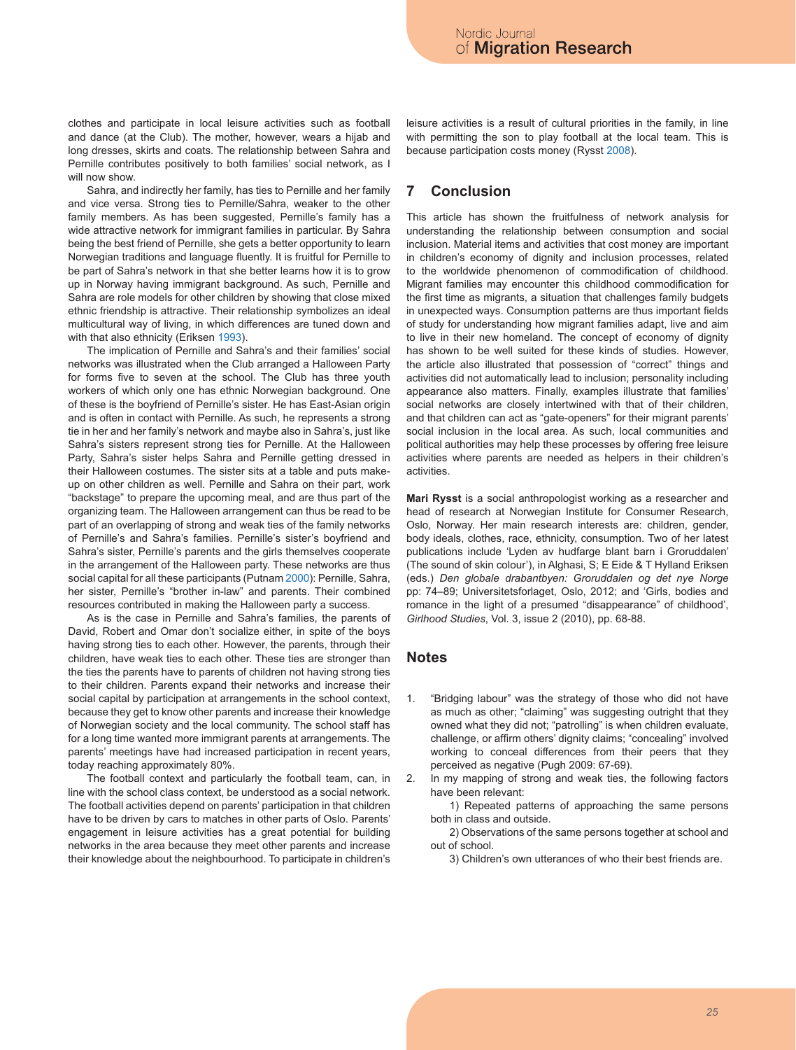clothes and participate in local leisure activities such as football and dance (at the Club). The mother, however, wears a hijab and long dresses, skirts and coats. The relationship between Sahra and Pernille contributes positively to both families' social network, as I will now show.

Sahra, and indirectly her family, has ties to Pernille and her family and vice versa. Strong ties to Pernille/Sahra, weaker to the other family members. As has been suggested, Pernille's family has a wide attractive network for immigrant families in particular. By Sahra being the best friend of Pernille, she gets a better opportunity to learn Norwegian traditions and language fluently. It is fruitful for Pernille to be part of Sahra's network in that she better learns how it is to grow up in Norway having immigrant background. As such, Pernille and Sahra are role models for other children by showing that close mixed ethnic friendship is attractive. Their relationship symbolizes an ideal multicultural way of living, in which differences are tuned down and with that also ethnicity (Eriksen 1993).

The implication of Pernille and Sahra's and their families' social networks was illustrated when the Club arranged a Halloween Party for forms five to seven at the school. The Club has three youth workers of which only one has ethnic Norwegian background. One of these is the boyfriend of Pernille's sister. He has East-Asian origin and is often in contact with Pernille. As such, he represents a strong tie in her and her family's network and maybe also in Sahra's, just like Sahra's sisters represent strong ties for Pernille. At the Halloween Party, Sahra's sister helps Sahra and Pernille getting dressed in their Halloween costumes. The sister sits at a table and puts make-up on other children as well. Pernille and Sahra on their part, work "backstage" to prepare the upcoming meal, and are thus part of the organizing team. The Halloween arrangement can thus be read to be part of an overlapping of strong and weak ties of the family networks of Pernille's and Sahra's families. Pernille's sister's boyfriend and Sahra's sister, Pernille's parents and the girls themselves cooperate in the arrangement of the Halloween party. These networks are thus social capital for all these participants (Putnam 2000): Pernille, Sahra, her sister, Pernille's "brother in-law" and parents. Their combined resources contributed in making the Halloween party a success.

As is the case in Pernille and Sahra's families, the parents of David, Robert and Omar don't socialize either, in spite of the boys having strong ties to each other. However, the parents, through their children, have weak ties to each other. These ties are stronger than the ties the parents have to parents of children not having strong ties to their children. Parents expand their networks and increase their social capital by participation at arrangements in the school context, because they get to know other parents and increase their knowledge of Norwegian society and the local community. The school staff has for a long time wanted more immigrant parents at arrangements. The parents' meetings have had increased participation in recent years, today reaching approximately 80%.

The football context and particularly the football team, can, in line with the school class context, be understood as a social network. The football activities depend on parents' participation in that children have to be driven by cars to matches in other parts of Oslo. Parents' engagement in leisure activities has a great potential for building networks in the area because they meet other parents and increase their knowledge about the neighbourhood. To participate in children's leisure activities is a result of cultural priorities in the family, in line with permitting the son to play football at the local team. This is because participation costs money (Rysst 2008).

## 7 Conclusion

This article has shown the fruitfulness of network analysis for understanding the relationship between consumption and social inclusion. Material items and activities that cost money are important in children's economy of dignity and inclusion processes, related to the worldwide phenomenon of commodification of childhood. Migrant families may encounter this childhood commodification for the first time as migrants, a situation that challenges family budgets in unexpected ways. Consumption patterns are thus important fields of study for understanding how migrant families adapt, live and aim to live in their new homeland. The concept of economy of dignity has shown to be well suited for these kinds of studies. However, the article also illustrated that possession of "correct" things and activities did not automatically lead to inclusion; personality including appearance also matters. Finally, examples illustrate that families' social networks are closely intertwined with that of their children, and that children can act as "gate-openers" for their migrant parents' social inclusion in the local area. As such, local communities and political authorities may help these processes by offering free leisure activities where parents are needed as helpers in their children's activities.

**Mari Rysst** is a social anthropologist working as a researcher and head of research at Norwegian Institute for Consumer Research, Oslo, Norway. Her main research interests are: children, gender, body ideals, clothes, race, ethnicity, consumption. Two of her latest publications include 'Lyden av hudfarge blant barn i Groruddalen' (The sound of skin colour'), in Alghasi, S; E Eide & T Hylland Eriksen (eds.) *Den globale drabantbyen: Groruddalen og det nye Norge* pp: 74–89; Universitetsforlaget, Oslo, 2012; and 'Girls, bodies and romance in the light of a presumed "disappearance" of childhood', *Girlhood Studies*, Vol. 3, issue 2 (2010), pp. 68-88.

## Notes

1. "Bridging labour" was the strategy of those who did not have as much as other; "claiming" was suggesting outright that they owned what they did not; "patrolling" is when children evaluate, challenge, or affirm others' dignity claims; "concealing" involved working to conceal differences from their peers that they perceived as negative (Pugh 2009: 67-69).
2. In my mapping of strong and weak ties, the following factors have been relevant:

   1) Repeated patterns of approaching the same persons both in class and outside.

   2) Observations of the same persons together at school and out of school.

   3) Children's own utterances of who their best friends are.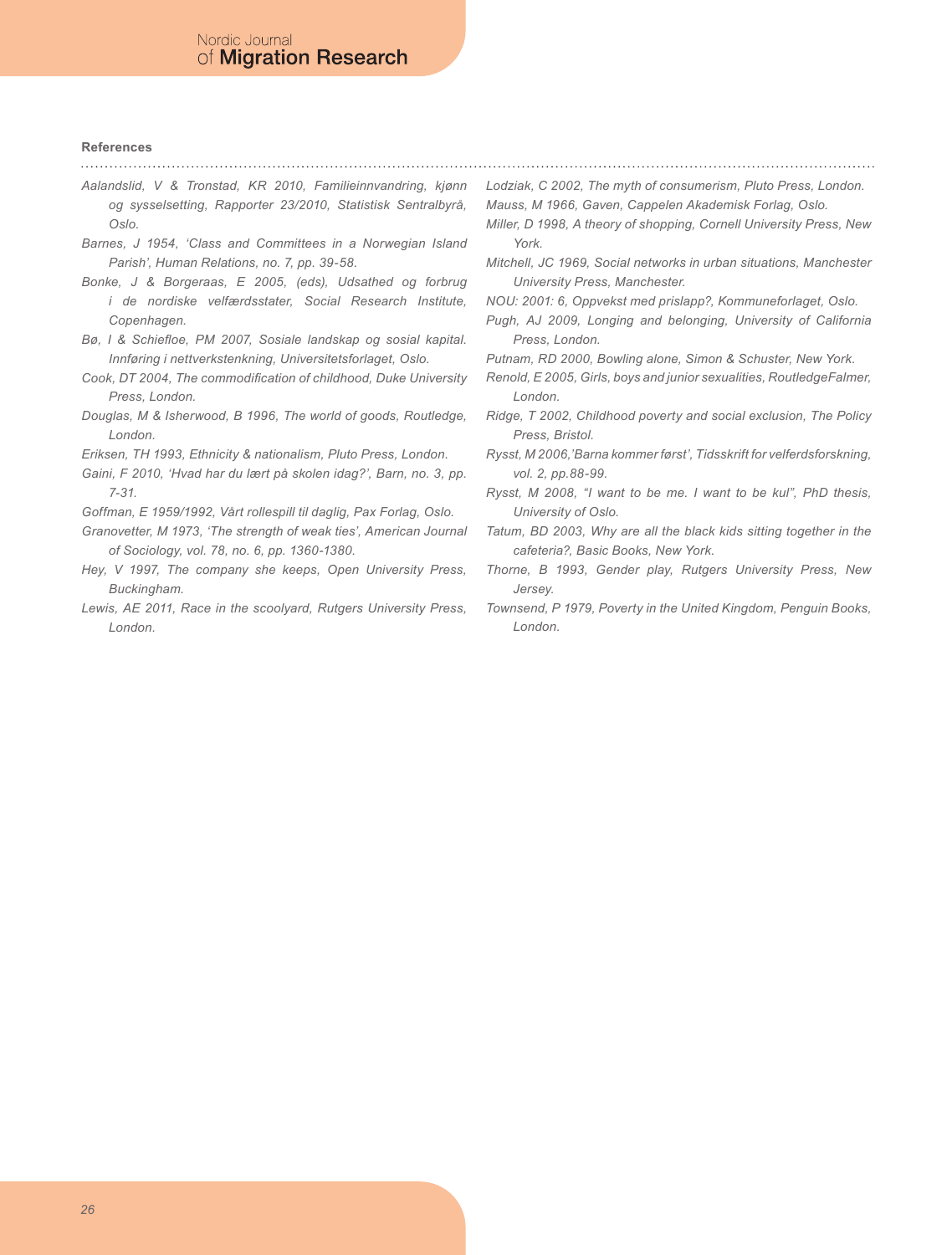## References

*Aalandslid, V & Tronstad, KR 2010, Familieinnvandring, kjønn og sysselsetting, Rapporter 23/2010, Statistisk Sentralbyrå, Oslo.*

*Barnes, J 1954, 'Class and Committees in a Norwegian Island Parish', Human Relations, no. 7, pp. 39-58.*

*Bonke, J & Borgeraas, E 2005, (eds), Udsathed og forbrug i de nordiske velfærdsstater, Social Research Institute, Copenhagen.*

*Bø, I & Schiefloe, PM 2007, Sosiale landskap og sosial kapital. Innføring i nettverkstenkning, Universitetsforlaget, Oslo.*

*Cook, DT 2004, The commodification of childhood, Duke University Press, London.*

*Douglas, M & Isherwood, B 1996, The world of goods, Routledge, London.*

*Eriksen, TH 1993, Ethnicity & nationalism, Pluto Press, London.*

*Gaini, F 2010, 'Hvad har du lært på skolen idag?', Barn, no. 3, pp. 7-31.*

*Goffman, E 1959/1992, Vårt rollespill til daglig, Pax Forlag, Oslo.*

*Granovetter, M 1973, 'The strength of weak ties', American Journal of Sociology, vol. 78, no. 6, pp. 1360-1380.*

*Hey, V 1997, The company she keeps, Open University Press, Buckingham.*

*Lewis, AE 2011, Race in the scoolyard, Rutgers University Press, London.*

*Lodziak, C 2002, The myth of consumerism, Pluto Press, London.*

*Mauss, M 1966, Gaven, Cappelen Akademisk Forlag, Oslo.*

*Miller, D 1998, A theory of shopping, Cornell University Press, New York.*

*Mitchell, JC 1969, Social networks in urban situations, Manchester University Press, Manchester.*

*NOU: 2001: 6, Oppvekst med prislapp?, Kommuneforlaget, Oslo.*

*Pugh, AJ 2009, Longing and belonging, University of California Press, London.*

*Putnam, RD 2000, Bowling alone, Simon & Schuster, New York.*

*Renold, E 2005, Girls, boys and junior sexualities, RoutledgeFalmer, London.*

*Ridge, T 2002, Childhood poverty and social exclusion, The Policy Press, Bristol.*

*Rysst, M 2006,'Barna kommer først', Tidsskrift for velferdsforskning, vol. 2, pp.88-99.*

*Rysst, M 2008, "I want to be me. I want to be kul", PhD thesis, University of Oslo.*

*Tatum, BD 2003, Why are all the black kids sitting together in the cafeteria?, Basic Books, New York.*

*Thorne, B 1993, Gender play, Rutgers University Press, New Jersey.*

*Townsend, P 1979, Poverty in the United Kingdom, Penguin Books, London.*